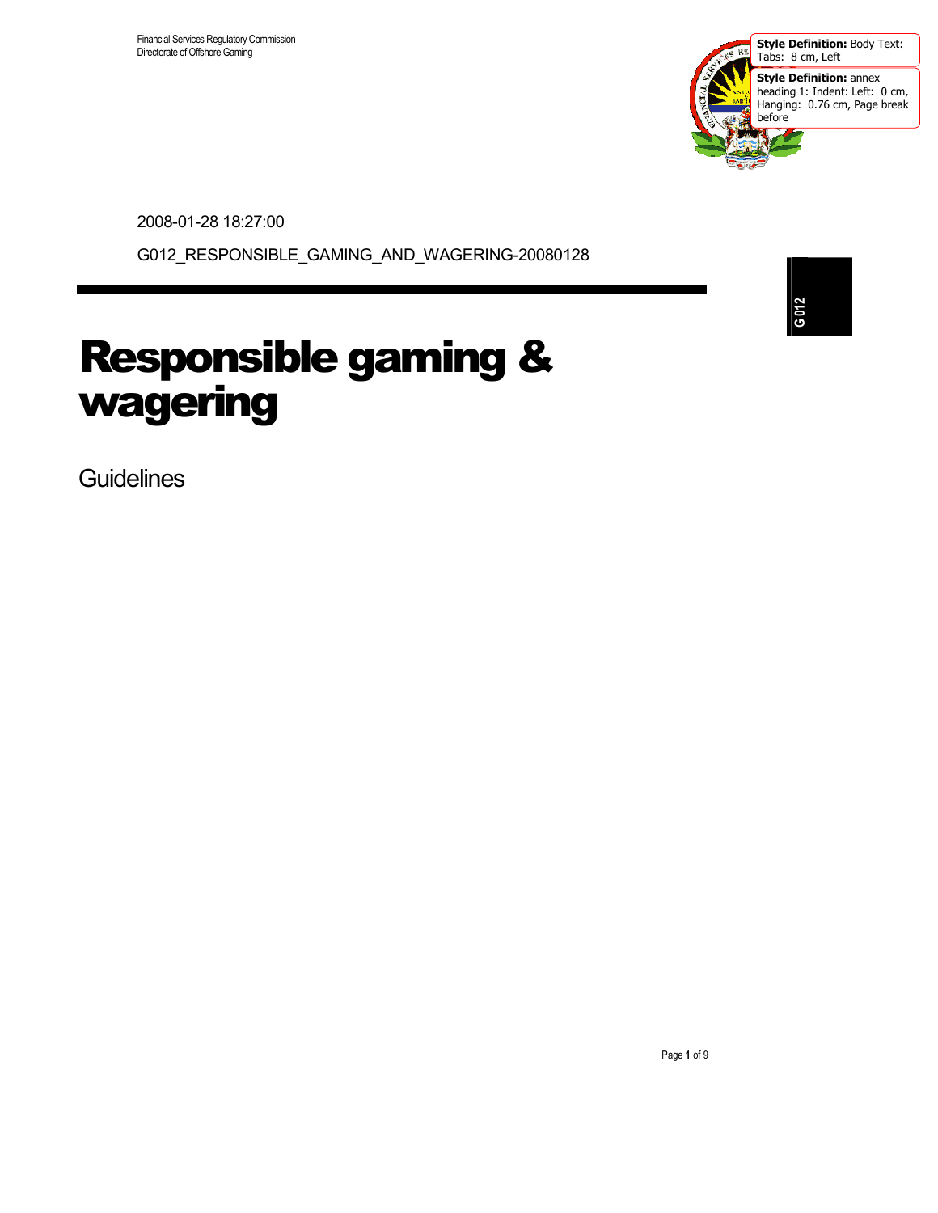Financial Services Regulatory Commission
Directorate of Offshore Gaming

2008-01-28 18:27:00

G012_RESPONSIBLE_GAMING_AND_WAGERING-20080128

G 012

# Responsible gaming & wagering

Guidelines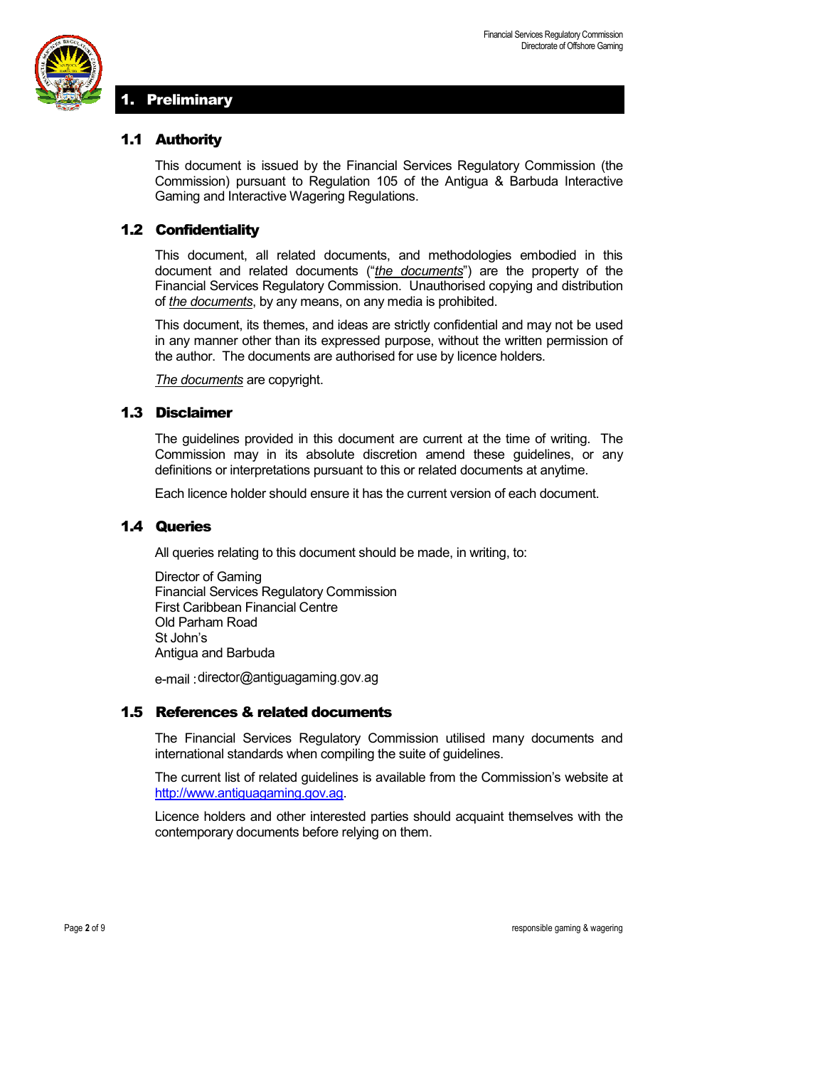# 1. Preliminary

## 1.1 Authority

This document is issued by the Financial Services Regulatory Commission (the Commission) pursuant to Regulation 105 of the Antigua & Barbuda Interactive Gaming and Interactive Wagering Regulations.

## 1.2 Confidentiality

This document, all related documents, and methodologies embodied in this document and related documents ("*the documents*") are the property of the Financial Services Regulatory Commission. Unauthorised copying and distribution of *the documents*, by any means, on any media is prohibited.

This document, its themes, and ideas are strictly confidential and may not be used in any manner other than its expressed purpose, without the written permission of the author. The documents are authorised for use by licence holders.

*The documents* are copyright.

## 1.3 Disclaimer

The guidelines provided in this document are current at the time of writing. The Commission may in its absolute discretion amend these guidelines, or any definitions or interpretations pursuant to this or related documents at anytime.

Each licence holder should ensure it has the current version of each document.

## 1.4 Queries

All queries relating to this document should be made, in writing, to:

Director of Gaming
Financial Services Regulatory Commission
First Caribbean Financial Centre
Old Parham Road
St John's
Antigua and Barbuda

e-mail : director@antiguagaming.gov.ag

## 1.5 References & related documents

The Financial Services Regulatory Commission utilised many documents and international standards when compiling the suite of guidelines.

The current list of related guidelines is available from the Commission's website at http://www.antiguagaming.gov.ag.

Licence holders and other interested parties should acquaint themselves with the contemporary documents before relying on them.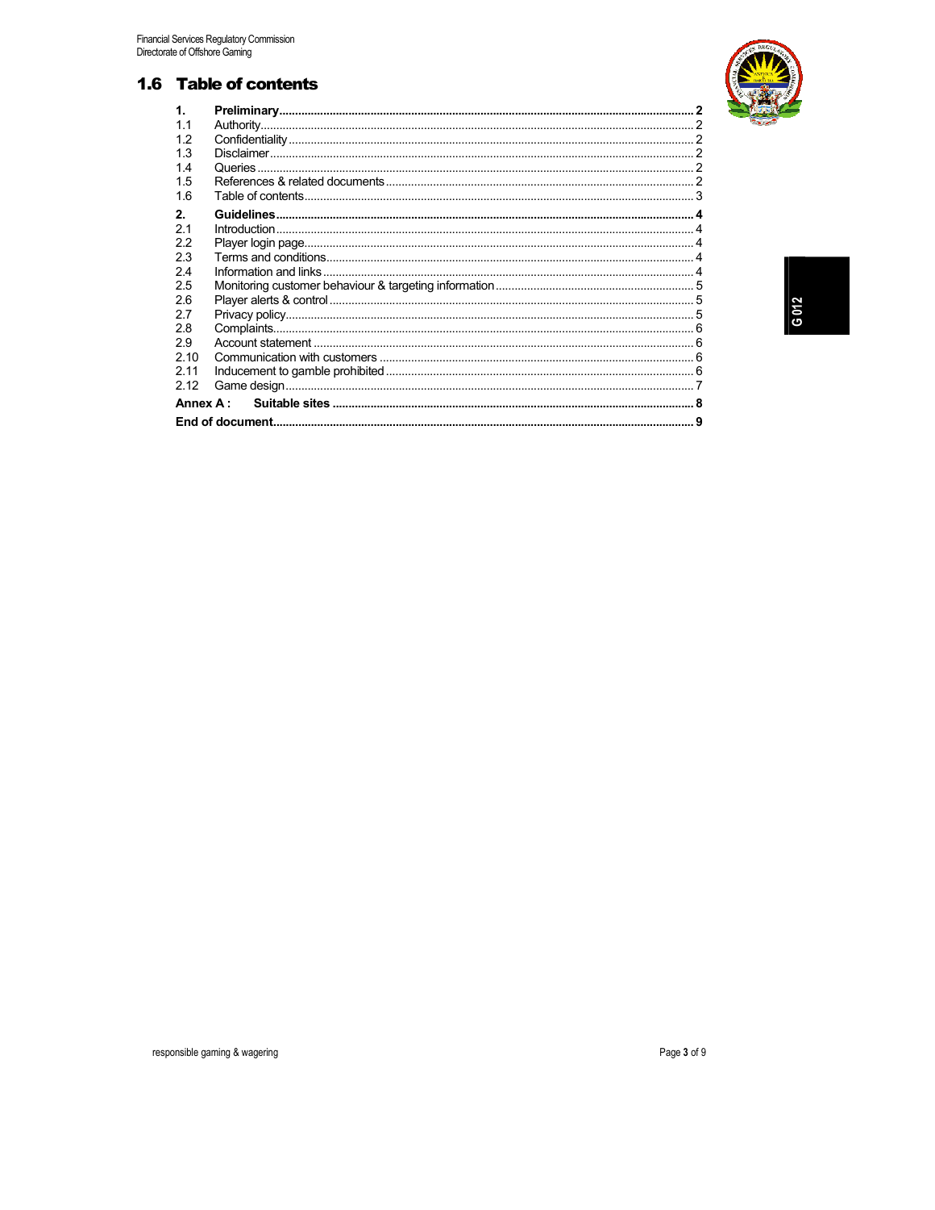## 1.6 Table of contents

| | | |
|---|---|---|
| **1.** | **Preliminary** | **2** |
| 1.1 | Authority | 2 |
| 1.2 | Confidentiality | 2 |
| 1.3 | Disclaimer | 2 |
| 1.4 | Queries | 2 |
| 1.5 | References & related documents | 2 |
| 1.6 | Table of contents | 3 |
| **2.** | **Guidelines** | **4** |
| 2.1 | Introduction | 4 |
| 2.2 | Player login page | 4 |
| 2.3 | Terms and conditions | 4 |
| 2.4 | Information and links | 4 |
| 2.5 | Monitoring customer behaviour & targeting information | 5 |
| 2.6 | Player alerts & control | 5 |
| 2.7 | Privacy policy | 5 |
| 2.8 | Complaints | 6 |
| 2.9 | Account statement | 6 |
| 2.10 | Communication with customers | 6 |
| 2.11 | Inducement to gamble prohibited | 6 |
| 2.12 | Game design | 7 |
| **Annex A :** | **Suitable sites** | **8** |
| **End of document** | | **9** |

G 012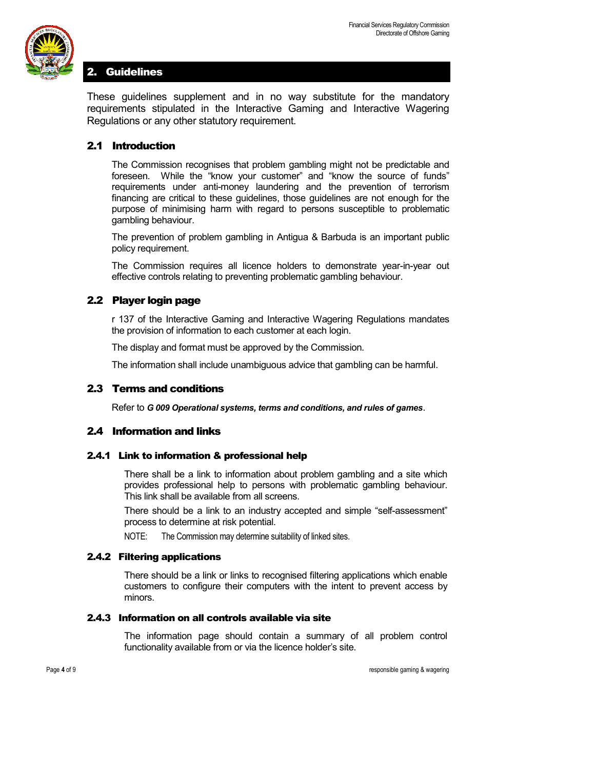## 2. Guidelines

These guidelines supplement and in no way substitute for the mandatory requirements stipulated in the Interactive Gaming and Interactive Wagering Regulations or any other statutory requirement.

### 2.1 Introduction

The Commission recognises that problem gambling might not be predictable and foreseen. While the "know your customer" and "know the source of funds" requirements under anti-money laundering and the prevention of terrorism financing are critical to these guidelines, those guidelines are not enough for the purpose of minimising harm with regard to persons susceptible to problematic gambling behaviour.

The prevention of problem gambling in Antigua & Barbuda is an important public policy requirement.

The Commission requires all licence holders to demonstrate year-in-year out effective controls relating to preventing problematic gambling behaviour.

### 2.2 Player login page

r 137 of the Interactive Gaming and Interactive Wagering Regulations mandates the provision of information to each customer at each login.

The display and format must be approved by the Commission.

The information shall include unambiguous advice that gambling can be harmful.

### 2.3 Terms and conditions

Refer to ***G 009 Operational systems, terms and conditions, and rules of games***.

### 2.4 Information and links

#### 2.4.1 Link to information & professional help

There shall be a link to information about problem gambling and a site which provides professional help to persons with problematic gambling behaviour. This link shall be available from all screens.

There should be a link to an industry accepted and simple "self-assessment" process to determine at risk potential.

NOTE: The Commission may determine suitability of linked sites.

#### 2.4.2 Filtering applications

There should be a link or links to recognised filtering applications which enable customers to configure their computers with the intent to prevent access by minors.

#### 2.4.3 Information on all controls available via site

The information page should contain a summary of all problem control functionality available from or via the licence holder's site.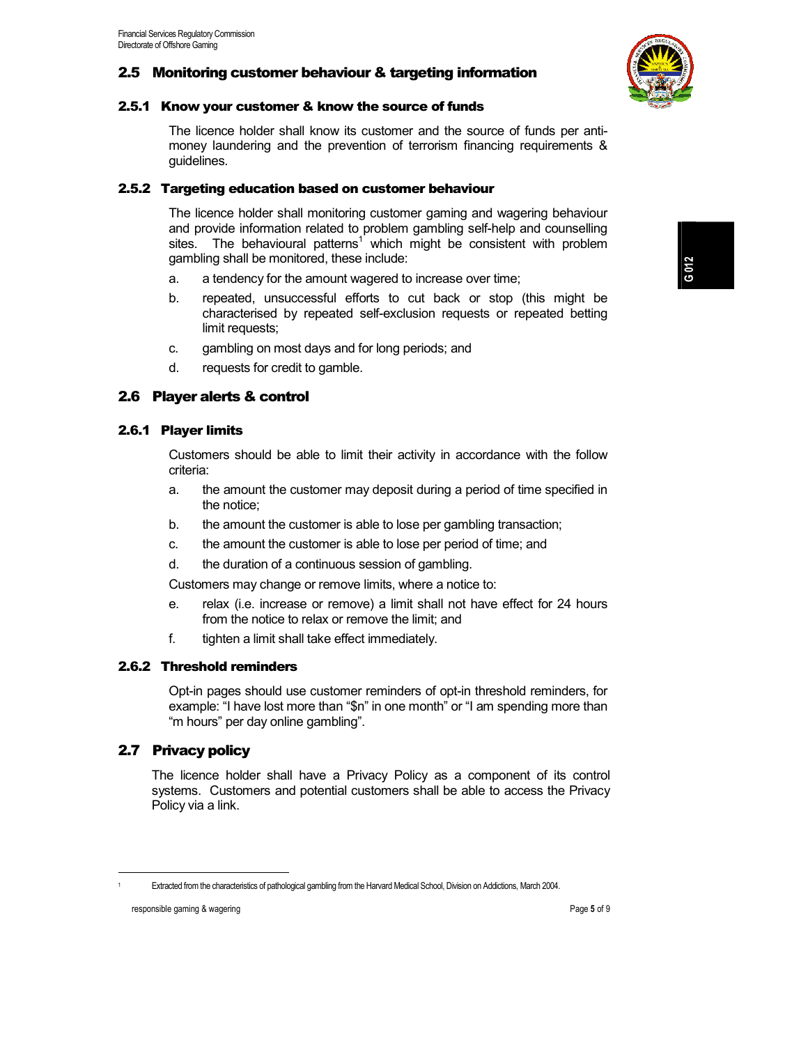## 2.5 Monitoring customer behaviour & targeting information

### 2.5.1 Know your customer & know the source of funds

The licence holder shall know its customer and the source of funds per anti-money laundering and the prevention of terrorism financing requirements & guidelines.

### 2.5.2 Targeting education based on customer behaviour

The licence holder shall monitoring customer gaming and wagering behaviour and provide information related to problem gambling self-help and counselling sites. The behavioural patterns[1] which might be consistent with problem gambling shall be monitored, these include:

a. a tendency for the amount wagered to increase over time;

b. repeated, unsuccessful efforts to cut back or stop (this might be characterised by repeated self-exclusion requests or repeated betting limit requests;

c. gambling on most days and for long periods; and

d. requests for credit to gamble.

## 2.6 Player alerts & control

### 2.6.1 Player limits

Customers should be able to limit their activity in accordance with the follow criteria:

a. the amount the customer may deposit during a period of time specified in the notice;

b. the amount the customer is able to lose per gambling transaction;

c. the amount the customer is able to lose per period of time; and

d. the duration of a continuous session of gambling.

Customers may change or remove limits, where a notice to:

e. relax (i.e. increase or remove) a limit shall not have effect for 24 hours from the notice to relax or remove the limit; and

f. tighten a limit shall take effect immediately.

### 2.6.2 Threshold reminders

Opt-in pages should use customer reminders of opt-in threshold reminders, for example: "I have lost more than "$n" in one month" or "I am spending more than "m hours" per day online gambling".

## 2.7 Privacy policy

The licence holder shall have a Privacy Policy as a component of its control systems. Customers and potential customers shall be able to access the Privacy Policy via a link.

---

[1] Extracted from the characteristics of pathological gambling from the Harvard Medical School, Division on Addictions, March 2004.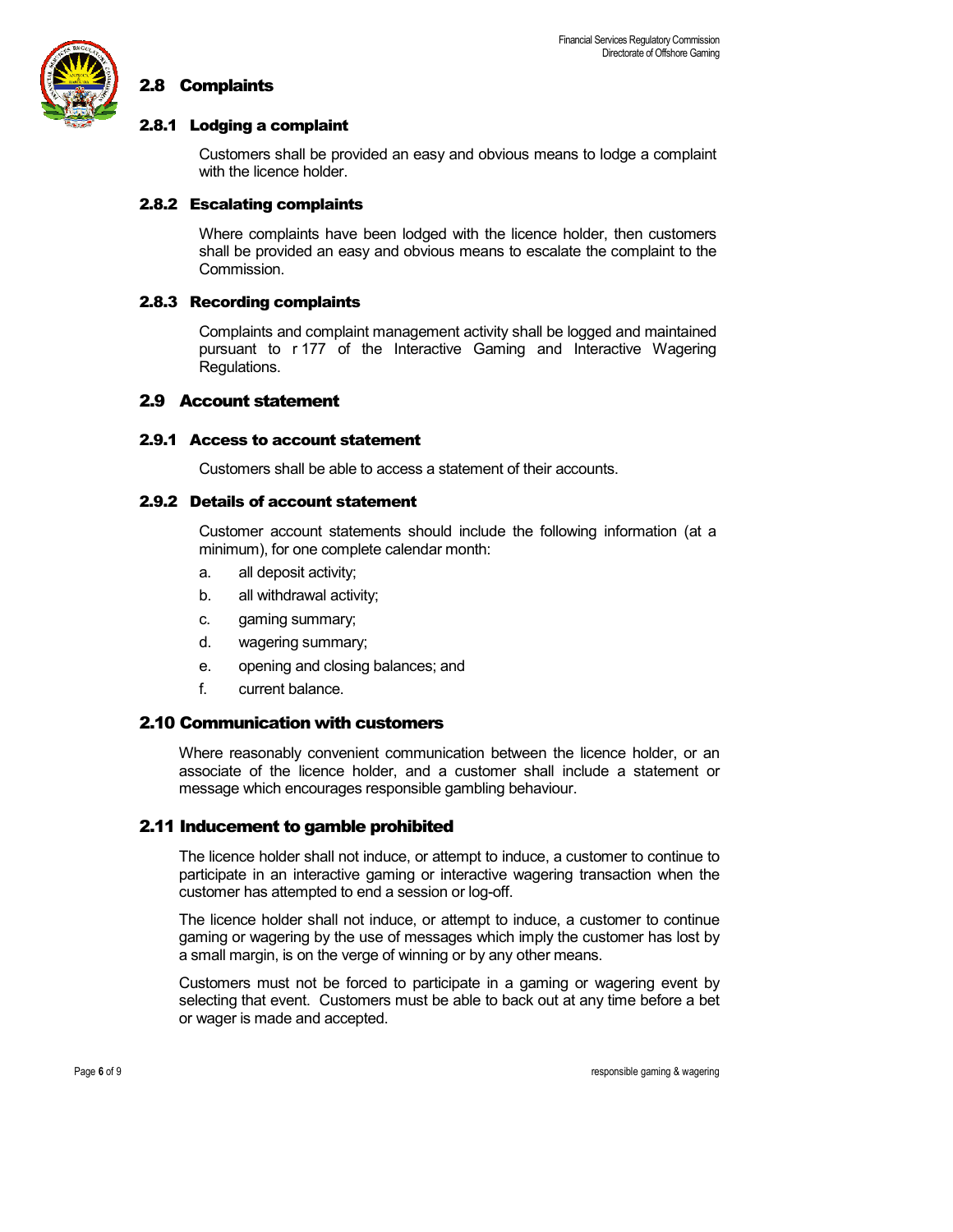## 2.8 Complaints

### 2.8.1 Lodging a complaint

Customers shall be provided an easy and obvious means to lodge a complaint with the licence holder.

### 2.8.2 Escalating complaints

Where complaints have been lodged with the licence holder, then customers shall be provided an easy and obvious means to escalate the complaint to the Commission.

### 2.8.3 Recording complaints

Complaints and complaint management activity shall be logged and maintained pursuant to r 177 of the Interactive Gaming and Interactive Wagering Regulations.

## 2.9 Account statement

### 2.9.1 Access to account statement

Customers shall be able to access a statement of their accounts.

### 2.9.2 Details of account statement

Customer account statements should include the following information (at a minimum), for one complete calendar month:

a. all deposit activity;

b. all withdrawal activity;

c. gaming summary;

d. wagering summary;

e. opening and closing balances; and

f. current balance.

## 2.10 Communication with customers

Where reasonably convenient communication between the licence holder, or an associate of the licence holder, and a customer shall include a statement or message which encourages responsible gambling behaviour.

## 2.11 Inducement to gamble prohibited

The licence holder shall not induce, or attempt to induce, a customer to continue to participate in an interactive gaming or interactive wagering transaction when the customer has attempted to end a session or log-off.

The licence holder shall not induce, or attempt to induce, a customer to continue gaming or wagering by the use of messages which imply the customer has lost by a small margin, is on the verge of winning or by any other means.

Customers must not be forced to participate in a gaming or wagering event by selecting that event. Customers must be able to back out at any time before a bet or wager is made and accepted.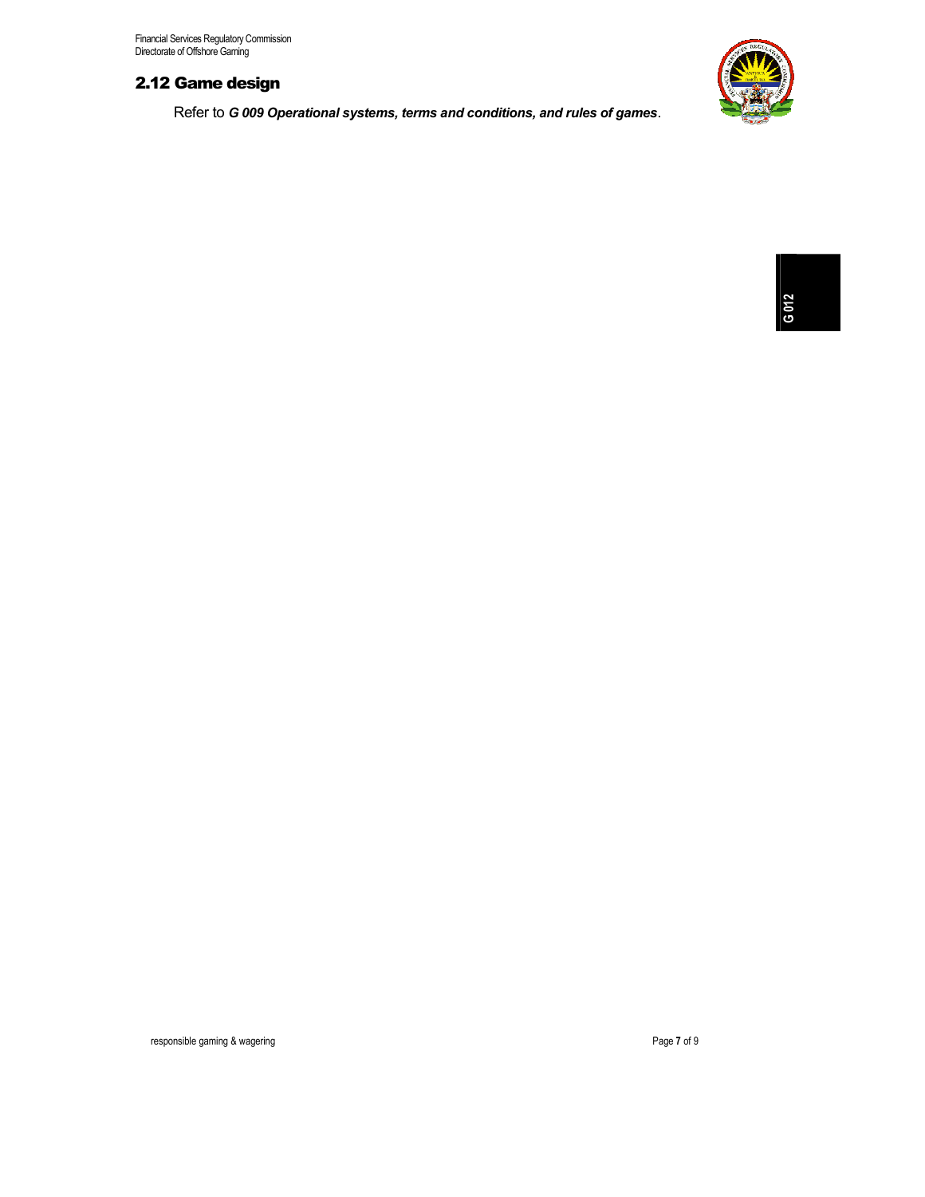## 2.12 Game design

Refer to ***G 009 Operational systems, terms and conditions, and rules of games***.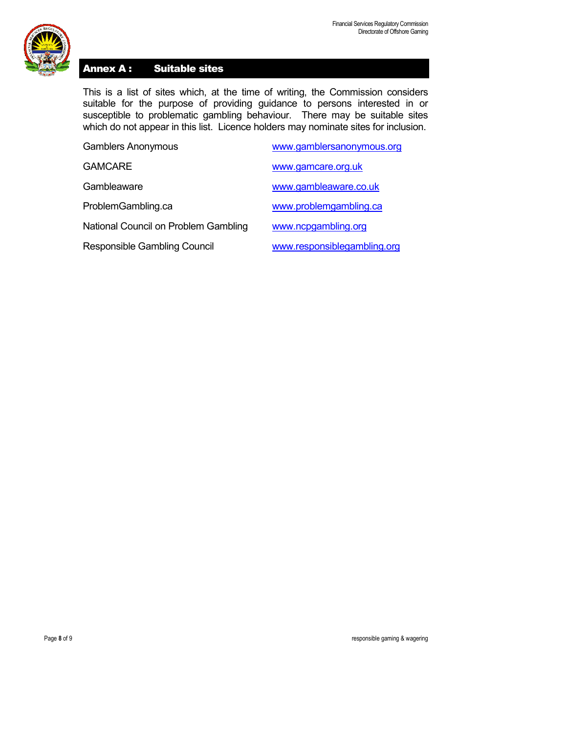## Annex A : Suitable sites

This is a list of sites which, at the time of writing, the Commission considers suitable for the purpose of providing guidance to persons interested in or susceptible to problematic gambling behaviour. There may be suitable sites which do not appear in this list. Licence holders may nominate sites for inclusion.

| | |
|---|---|
| Gamblers Anonymous | www.gamblersanonymous.org |
| GAMCARE | www.gamcare.org.uk |
| Gambleaware | www.gambleaware.co.uk |
| ProblemGambling.ca | www.problemgambling.ca |
| National Council on Problem Gambling | www.ncpgambling.org |
| Responsible Gambling Council | www.responsiblegambling.org |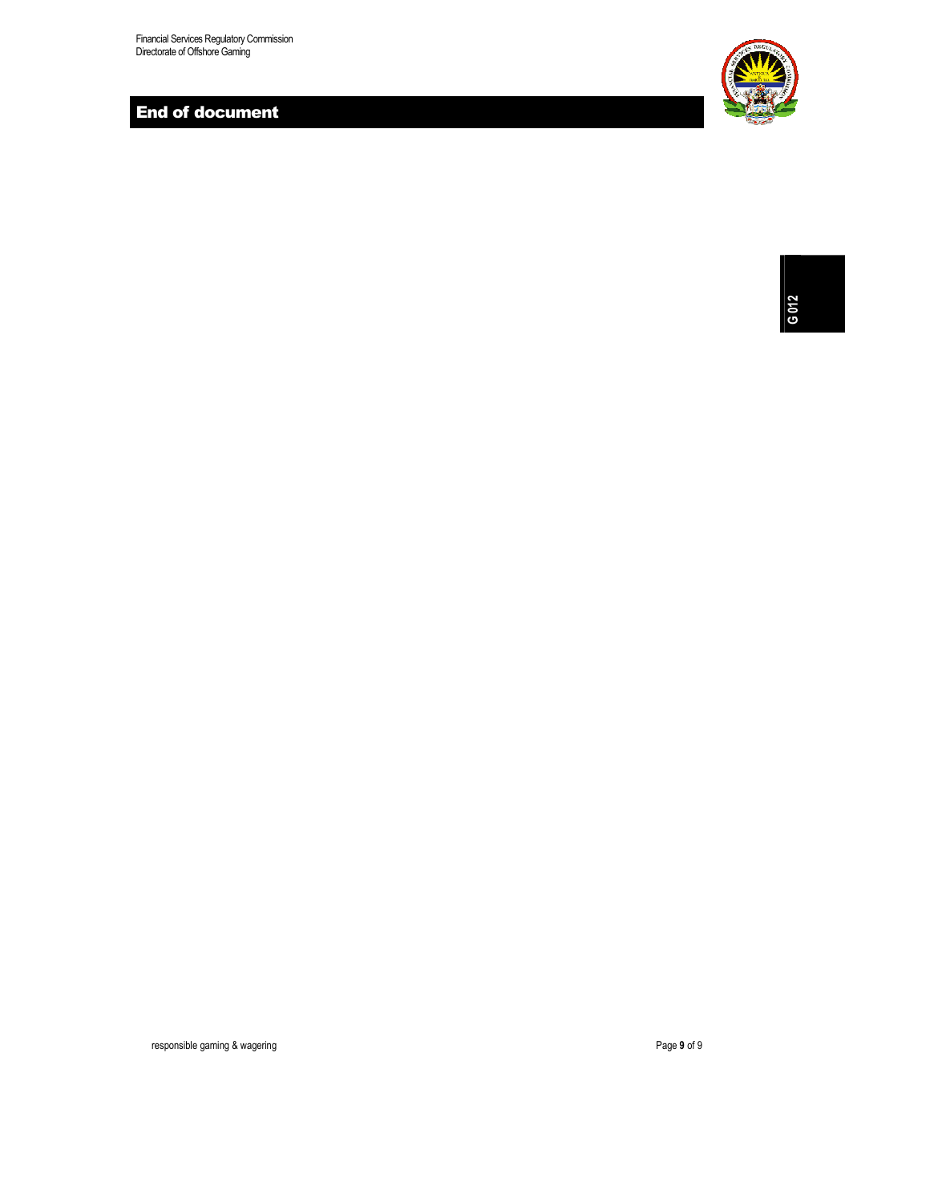## End of document